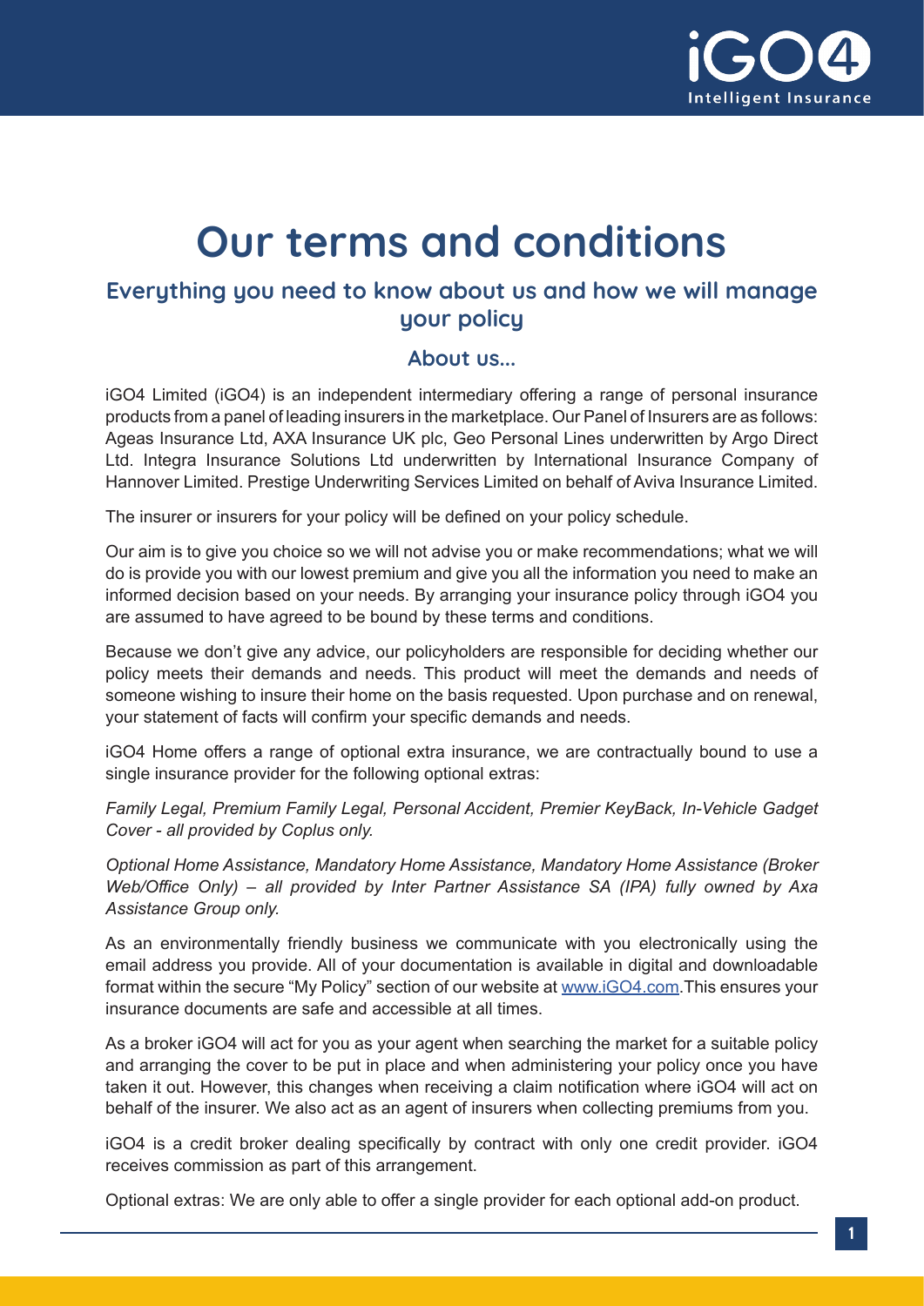# Our terms and conditions

## Everything you need to know about us and how we will manage your policy

### About us...

iGO4 Limited (iGO4) is an independent intermediary offering a range of personal insurance products from a panel of leading insurers in the marketplace. Our Panel of Insurers are as follows: Ageas Insurance Ltd, AXA Insurance UK plc, Geo Personal Lines underwritten by Argo Direct Ltd. Integra Insurance Solutions Ltd underwritten by International Insurance Company of Hannover Limited. Prestige Underwriting Services Limited on behalf of Aviva Insurance Limited.

The insurer or insurers for your policy will be defined on your policy schedule.

Our aim is to give you choice so we will not advise you or make recommendations; what we will do is provide you with our lowest premium and give you all the information you need to make an informed decision based on your needs. By arranging your insurance policy through iGO4 you are assumed to have agreed to be bound by these terms and conditions.

Because we don't give any advice, our policyholders are responsible for deciding whether our policy meets their demands and needs. This product will meet the demands and needs of someone wishing to insure their home on the basis requested. Upon purchase and on renewal, your statement of facts will confirm your specific demands and needs.

iGO4 Home offers a range of optional extra insurance, we are contractually bound to use a single insurance provider for the following optional extras:

*Family Legal, Premium Family Legal, Personal Accident, Premier KeyBack, In-Vehicle Gadget Cover - all provided by Coplus only.*

*Optional Home Assistance, Mandatory Home Assistance, Mandatory Home Assistance (Broker Web/Office Only) – all provided by Inter Partner Assistance SA (IPA) fully owned by Axa Assistance Group only.*

As an environmentally friendly business we communicate with you electronically using the email address you provide. All of your documentation is available in digital and downloadable format within the secure "My Policy" section of our website at www.iGO4.com.This ensures your insurance documents are safe and accessible at all times.

As a broker iGO4 will act for you as your agent when searching the market for a suitable policy and arranging the cover to be put in place and when administering your policy once you have taken it out. However, this changes when receiving a claim notification where iGO4 will act on behalf of the insurer. We also act as an agent of insurers when collecting premiums from you.

iGO4 is a credit broker dealing specifically by contract with only one credit provider. iGO4 receives commission as part of this arrangement.

Optional extras: We are only able to offer a single provider for each optional add-on product.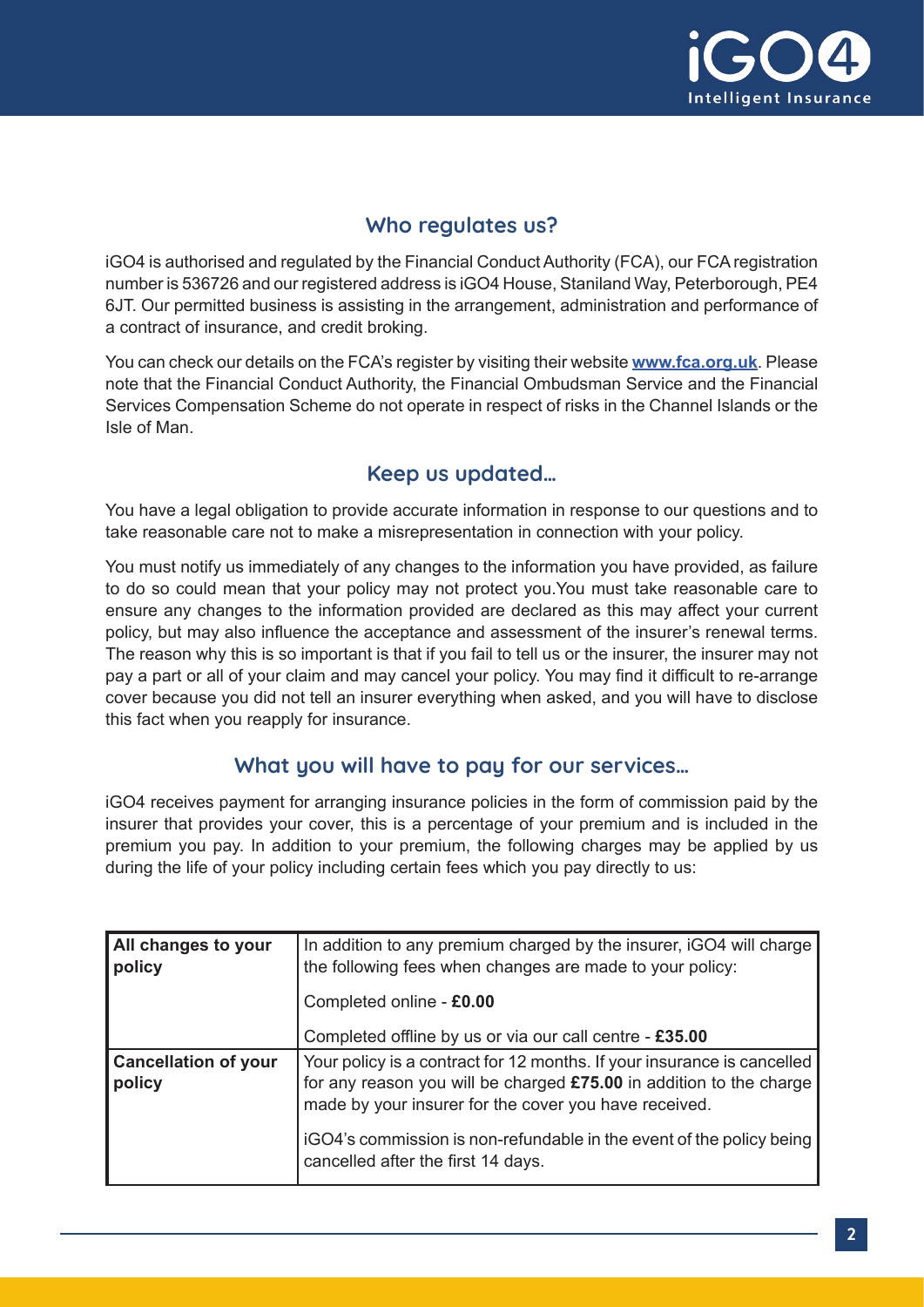## Who regulates us?

iGO4 is authorised and regulated by the Financial Conduct Authority (FCA), our FCA registration number is 536726 and our registered address is iGO4 House, Staniland Way, Peterborough, PE4 6JT. Our permitted business is assisting in the arrangement, administration and performance of a contract of insurance, and credit broking.

You can check our details on the FCA's register by visiting their website **www.fca.org.uk**. Please note that the Financial Conduct Authority, the Financial Ombudsman Service and the Financial Services Compensation Scheme do not operate in respect of risks in the Channel Islands or the Isle of Man.

## Keep us updated…

You have a legal obligation to provide accurate information in response to our questions and to take reasonable care not to make a misrepresentation in connection with your policy.

You must notify us immediately of any changes to the information you have provided, as failure to do so could mean that your policy may not protect you.You must take reasonable care to ensure any changes to the information provided are declared as this may affect your current policy, but may also influence the acceptance and assessment of the insurer's renewal terms. The reason why this is so important is that if you fail to tell us or the insurer, the insurer may not pay a part or all of your claim and may cancel your policy. You may find it difficult to re-arrange cover because you did not tell an insurer everything when asked, and you will have to disclose this fact when you reapply for insurance.

## What you will have to pay for our services…

iGO4 receives payment for arranging insurance policies in the form of commission paid by the insurer that provides your cover, this is a percentage of your premium and is included in the premium you pay. In addition to your premium, the following charges may be applied by us during the life of your policy including certain fees which you pay directly to us:

| | |
|---|---|
| **All changes to your policy** | In addition to any premium charged by the insurer, iGO4 will charge the following fees when changes are made to your policy:<br><br>Completed online - **£0.00**<br><br>Completed offline by us or via our call centre - **£35.00** |
| **Cancellation of your policy** | Your policy is a contract for 12 months. If your insurance is cancelled for any reason you will be charged **£75.00** in addition to the charge made by your insurer for the cover you have received.<br><br>iGO4's commission is non-refundable in the event of the policy being cancelled after the first 14 days. |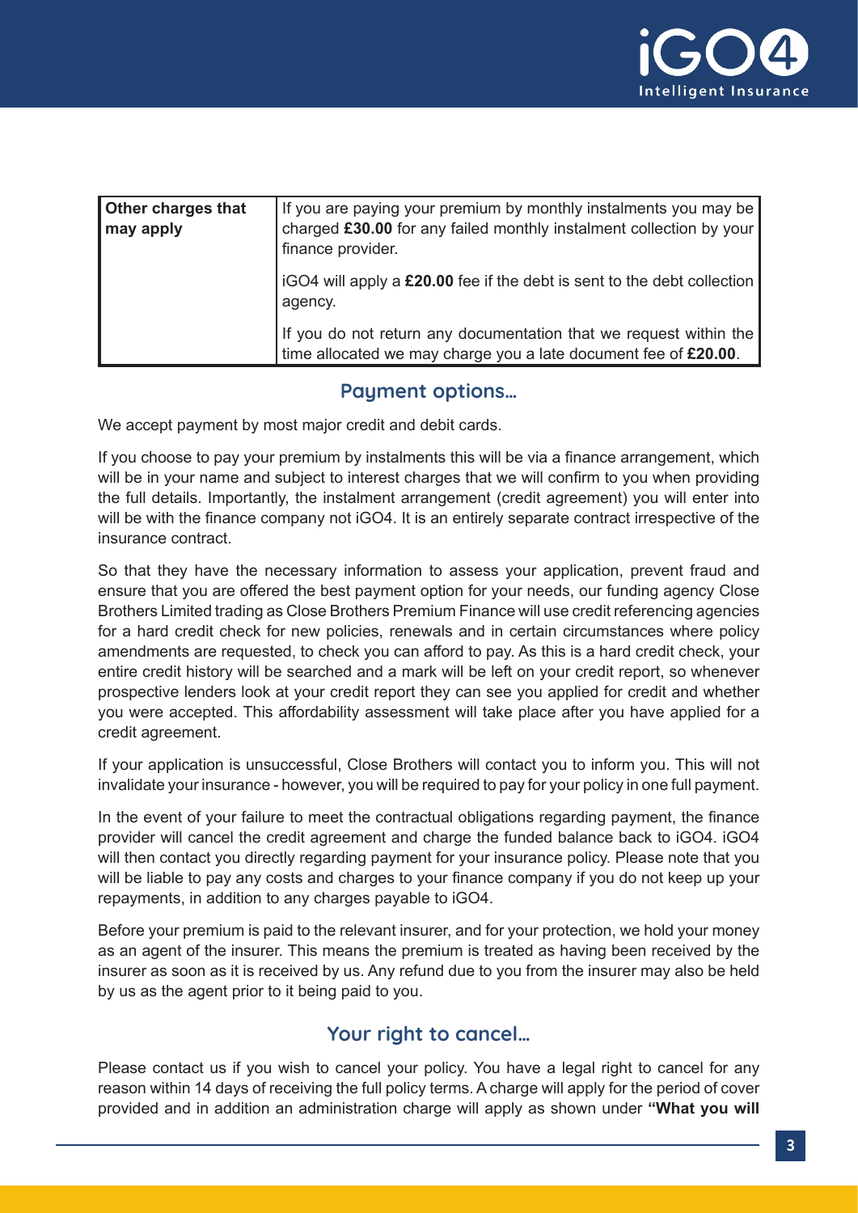| Other charges that may apply | If you are paying your premium by monthly instalments you may be charged **£30.00** for any failed monthly instalment collection by your finance provider.<br><br>iGO4 will apply a **£20.00** fee if the debt is sent to the debt collection agency.<br><br>If you do not return any documentation that we request within the time allocated we may charge you a late document fee of **£20.00**. |
|---|---|

## Payment options...

We accept payment by most major credit and debit cards.

If you choose to pay your premium by instalments this will be via a finance arrangement, which will be in your name and subject to interest charges that we will confirm to you when providing the full details. Importantly, the instalment arrangement (credit agreement) you will enter into will be with the finance company not iGO4. It is an entirely separate contract irrespective of the insurance contract.

So that they have the necessary information to assess your application, prevent fraud and ensure that you are offered the best payment option for your needs, our funding agency Close Brothers Limited trading as Close Brothers Premium Finance will use credit referencing agencies for a hard credit check for new policies, renewals and in certain circumstances where policy amendments are requested, to check you can afford to pay. As this is a hard credit check, your entire credit history will be searched and a mark will be left on your credit report, so whenever prospective lenders look at your credit report they can see you applied for credit and whether you were accepted. This affordability assessment will take place after you have applied for a credit agreement.

If your application is unsuccessful, Close Brothers will contact you to inform you. This will not invalidate your insurance - however, you will be required to pay for your policy in one full payment.

In the event of your failure to meet the contractual obligations regarding payment, the finance provider will cancel the credit agreement and charge the funded balance back to iGO4. iGO4 will then contact you directly regarding payment for your insurance policy. Please note that you will be liable to pay any costs and charges to your finance company if you do not keep up your repayments, in addition to any charges payable to iGO4.

Before your premium is paid to the relevant insurer, and for your protection, we hold your money as an agent of the insurer. This means the premium is treated as having been received by the insurer as soon as it is received by us. Any refund due to you from the insurer may also be held by us as the agent prior to it being paid to you.

## Your right to cancel...

Please contact us if you wish to cancel your policy. You have a legal right to cancel for any reason within 14 days of receiving the full policy terms. A charge will apply for the period of cover provided and in addition an administration charge will apply as shown under **"What you will**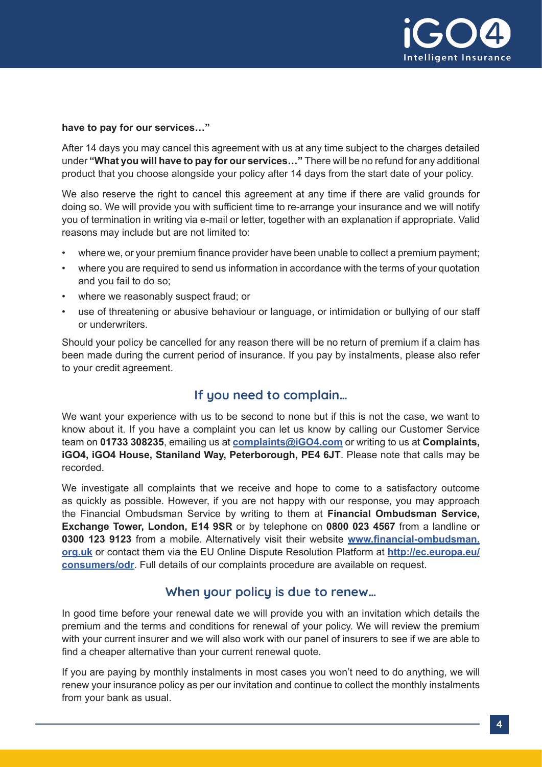**have to pay for our services…"**

After 14 days you may cancel this agreement with us at any time subject to the charges detailed under **"What you will have to pay for our services…"** There will be no refund for any additional product that you choose alongside your policy after 14 days from the start date of your policy.

We also reserve the right to cancel this agreement at any time if there are valid grounds for doing so. We will provide you with sufficient time to re-arrange your insurance and we will notify you of termination in writing via e-mail or letter, together with an explanation if appropriate. Valid reasons may include but are not limited to:

- where we, or your premium finance provider have been unable to collect a premium payment;
- where you are required to send us information in accordance with the terms of your quotation and you fail to do so;
- where we reasonably suspect fraud; or
- use of threatening or abusive behaviour or language, or intimidation or bullying of our staff or underwriters.

Should your policy be cancelled for any reason there will be no return of premium if a claim has been made during the current period of insurance. If you pay by instalments, please also refer to your credit agreement.

## If you need to complain…

We want your experience with us to be second to none but if this is not the case, we want to know about it. If you have a complaint you can let us know by calling our Customer Service team on **01733 308235**, emailing us at **complaints@iGO4.com** or writing to us at **Complaints, iGO4, iGO4 House, Staniland Way, Peterborough, PE4 6JT**. Please note that calls may be recorded.

We investigate all complaints that we receive and hope to come to a satisfactory outcome as quickly as possible. However, if you are not happy with our response, you may approach the Financial Ombudsman Service by writing to them at **Financial Ombudsman Service, Exchange Tower, London, E14 9SR** or by telephone on **0800 023 4567** from a landline or **0300 123 9123** from a mobile. Alternatively visit their website **www.financial-ombudsman.org.uk** or contact them via the EU Online Dispute Resolution Platform at **http://ec.europa.eu/consumers/odr**. Full details of our complaints procedure are available on request.

## When your policy is due to renew…

In good time before your renewal date we will provide you with an invitation which details the premium and the terms and conditions for renewal of your policy. We will review the premium with your current insurer and we will also work with our panel of insurers to see if we are able to find a cheaper alternative than your current renewal quote.

If you are paying by monthly instalments in most cases you won't need to do anything, we will renew your insurance policy as per our invitation and continue to collect the monthly instalments from your bank as usual.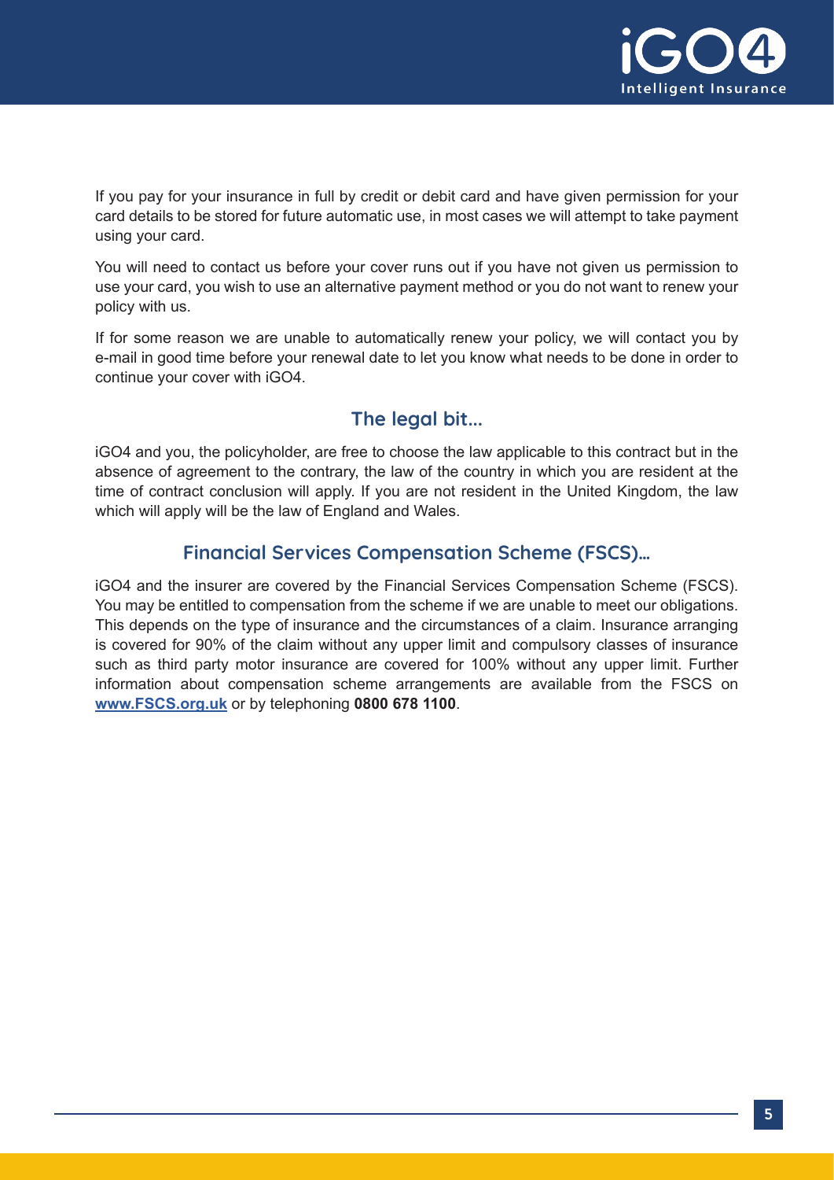If you pay for your insurance in full by credit or debit card and have given permission for your card details to be stored for future automatic use, in most cases we will attempt to take payment using your card.

You will need to contact us before your cover runs out if you have not given us permission to use your card, you wish to use an alternative payment method or you do not want to renew your policy with us.

If for some reason we are unable to automatically renew your policy, we will contact you by e-mail in good time before your renewal date to let you know what needs to be done in order to continue your cover with iGO4.

## The legal bit...

iGO4 and you, the policyholder, are free to choose the law applicable to this contract but in the absence of agreement to the contrary, the law of the country in which you are resident at the time of contract conclusion will apply. If you are not resident in the United Kingdom, the law which will apply will be the law of England and Wales.

## Financial Services Compensation Scheme (FSCS)...

iGO4 and the insurer are covered by the Financial Services Compensation Scheme (FSCS). You may be entitled to compensation from the scheme if we are unable to meet our obligations. This depends on the type of insurance and the circumstances of a claim. Insurance arranging is covered for 90% of the claim without any upper limit and compulsory classes of insurance such as third party motor insurance are covered for 100% without any upper limit. Further information about compensation scheme arrangements are available from the FSCS on **www.FSCS.org.uk** or by telephoning **0800 678 1100**.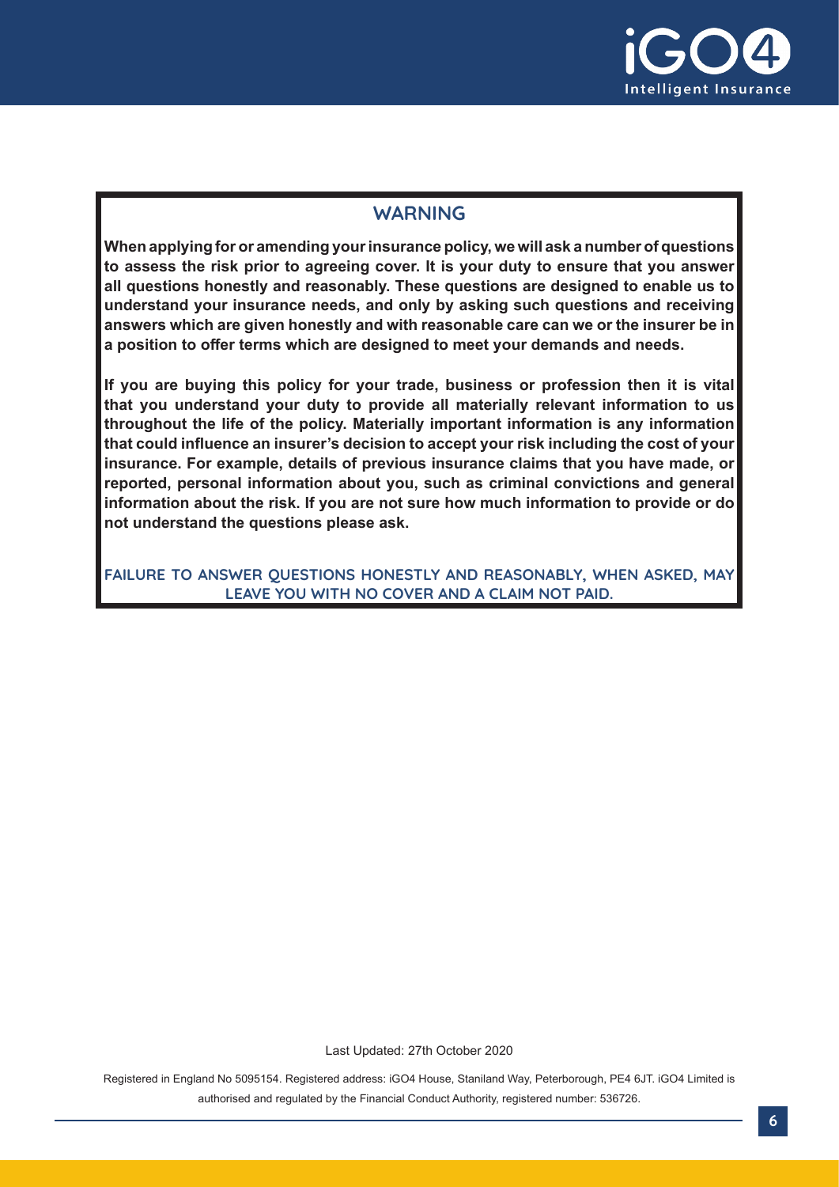## WARNING

**When applying for or amending your insurance policy, we will ask a number of questions to assess the risk prior to agreeing cover. It is your duty to ensure that you answer all questions honestly and reasonably. These questions are designed to enable us to understand your insurance needs, and only by asking such questions and receiving answers which are given honestly and with reasonable care can we or the insurer be in a position to offer terms which are designed to meet your demands and needs.**

**If you are buying this policy for your trade, business or profession then it is vital that you understand your duty to provide all materially relevant information to us throughout the life of the policy. Materially important information is any information that could influence an insurer's decision to accept your risk including the cost of your insurance. For example, details of previous insurance claims that you have made, or reported, personal information about you, such as criminal convictions and general information about the risk. If you are not sure how much information to provide or do not understand the questions please ask.**

**FAILURE TO ANSWER QUESTIONS HONESTLY AND REASONABLY, WHEN ASKED, MAY LEAVE YOU WITH NO COVER AND A CLAIM NOT PAID.**

Last Updated: 27th October 2020

Registered in England No 5095154. Registered address: iGO4 House, Staniland Way, Peterborough, PE4 6JT. iGO4 Limited is authorised and regulated by the Financial Conduct Authority, registered number: 536726.